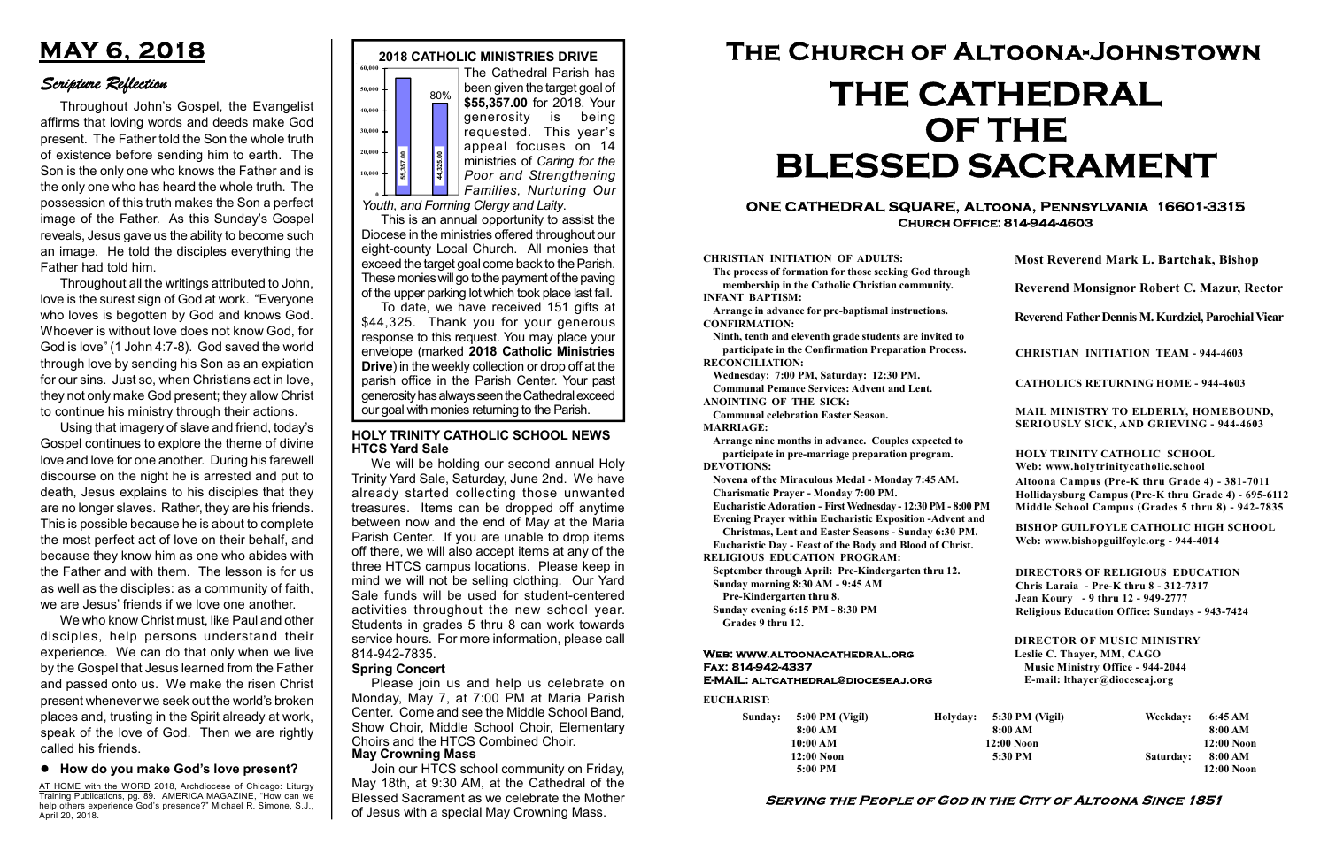# MAY 6, 2018

## Scripture Reflection

Throughout John's Gospel, the Evangelist affirms that loving words and deeds make God present. The Father told the Son the whole truth of existence before sending him to earth. The Son is the only one who knows the Father and is the only one who has heard the whole truth. The possession of this truth makes the Son a perfect image of the Father. As this Sunday's Gospel reveals, Jesus gave us the ability to become such an image. He told the disciples everything the Father had told him.

Throughout all the writings attributed to John, love is the surest sign of God at work. "Everyone who loves is begotten by God and knows God. Whoever is without love does not know God, for God is love" (1 John 4:7-8). God saved the world through love by sending his Son as an expiation for our sins. Just so, when Christians act in love, they not only make God present; they allow Christ to continue his ministry through their actions.

Using that imagery of slave and friend, today's Gospel continues to explore the theme of divine love and love for one another. During his farewell discourse on the night he is arrested and put to death, Jesus explains to his disciples that they are no longer slaves. Rather, they are his friends. This is possible because he is about to complete the most perfect act of love on their behalf, and because they know him as one who abides with the Father and with them. The lesson is for us as well as the disciples: as a community of faith, we are Jesus' friends if we love one another.

We who know Christ must, like Paul and other disciples, help persons understand their experience. We can do that only when we live by the Gospel that Jesus learned from the Father and passed onto us. We make the risen Christ present whenever we seek out the world's broken places and, trusting in the Spirit already at work, speak of the love of God. Then we are rightly called his friends.

- **How do you make God's love present?**

AT HOME with the WORD 2018, Archdiocese of Chicago: Liturgy Training Publications, pg. 89. AMERICA MAGAZINE, "How can we help others experience God's presence?" Michael R. Simone, S.J., April 20, 2018.

## 2018 CATHOLIC MINISTRIES DRIVE

Chart: target 55,357.00; received 44,325.00 (80%)

The Cathedral Parish has been given the target goal of **$55,357.00** for 2018. Your generosity is being requested. This year's appeal focuses on 14 ministries of *Caring for the Poor and Strengthening Families, Nurturing Our Youth, and Forming Clergy and Laity.*

This is an annual opportunity to assist the Diocese in the ministries offered throughout our eight-county Local Church. All monies that exceed the target goal come back to the Parish. These monies will go to the payment of the paving of the upper parking lot which took place last fall.

To date, we have received 151 gifts at $44,325. Thank you for your generous response to this request. You may place your envelope (marked **2018 Catholic Ministries Drive**) in the weekly collection or drop off at the parish office in the Parish Center. Your past generosity has always seen the Cathedral exceed our goal with monies returning to the Parish.

## HOLY TRINITY CATHOLIC SCHOOL NEWS

### HTCS Yard Sale

We will be holding our second annual Holy Trinity Yard Sale, Saturday, June 2nd. We have already started collecting those unwanted treasures. Items can be dropped off anytime between now and the end of May at the Maria Parish Center. If you are unable to drop items off there, we will also accept items at any of the three HTCS campus locations. Please keep in mind we will not be selling clothing. Our Yard Sale funds will be used for student-centered activities throughout the new school year. Students in grades 5 thru 8 can work towards service hours. For more information, please call 814-942-7835.

### Spring Concert

Please join us and help us celebrate on Monday, May 7, at 7:00 PM at Maria Parish Center. Come and see the Middle School Band, Show Choir, Middle School Choir, Elementary Choirs and the HTCS Combined Choir.

### May Crowning Mass

Join our HTCS school community on Friday, May 18th, at 9:30 AM, at the Cathedral of the Blessed Sacrament as we celebrate the Mother of Jesus with a special May Crowning Mass.

# The Church of Altoona-Johnstown

# THE CATHEDRAL OF THE BLESSED SACRAMENT

### ONE CATHEDRAL SQUARE, Altoona, Pennsylvania 16601-3315
**Church Office: 814-944-4603**

**CHRISTIAN INITIATION OF ADULTS:**
The process of formation for those seeking God through membership in the Catholic Christian community.
**INFANT BAPTISM:**
Arrange in advance for pre-baptismal instructions.
**CONFIRMATION:**
Ninth, tenth and eleventh grade students are invited to participate in the Confirmation Preparation Process.
**RECONCILIATION:**
Wednesday: 7:00 PM, Saturday: 12:30 PM.
Communal Penance Services: Advent and Lent.
**ANOINTING OF THE SICK:**
Communal celebration Easter Season.
**MARRIAGE:**
Arrange nine months in advance. Couples expected to participate in pre-marriage preparation program.
**DEVOTIONS:**
Novena of the Miraculous Medal - Monday 7:45 AM.
Charismatic Prayer - Monday 7:00 PM.
Eucharistic Adoration - First Wednesday - 12:30 PM - 8:00 PM
Evening Prayer within Eucharistic Exposition -Advent and Christmas, Lent and Easter Seasons - Sunday 6:30 PM.
Eucharistic Day - Feast of the Body and Blood of Christ.
**RELIGIOUS EDUCATION PROGRAM:**
September through April: Pre-Kindergarten thru 12.
Sunday morning 8:30 AM - 9:45 AM
Pre-Kindergarten thru 8.
Sunday evening 6:15 PM - 8:30 PM
Grades 9 thru 12.

**Most Reverend Mark L. Bartchak, Bishop**

**Reverend Monsignor Robert C. Mazur, Rector**

**Reverend Father Dennis M. Kurdziel, Parochial Vicar**

**CHRISTIAN INITIATION TEAM - 944-4603**

**CATHOLICS RETURNING HOME - 944-4603**

**MAIL MINISTRY TO ELDERLY, HOMEBOUND, SERIOUSLY SICK, AND GRIEVING - 944-4603**

**HOLY TRINITY CATHOLIC SCHOOL**
**Web: www.holytrinitycatholic.school**
**Altoona Campus (Pre-K thru Grade 4) - 381-7011**
**Hollidaysburg Campus (Pre-K thru Grade 4) - 695-6112**
**Middle School Campus (Grades 5 thru 8) - 942-7835**

**BISHOP GUILFOYLE CATHOLIC HIGH SCHOOL**
**Web: www.bishopguilfoyle.org - 944-4014**

**DIRECTORS OF RELIGIOUS EDUCATION**
**Chris Laraia - Pre-K thru 8 - 312-7317**
**Jean Koury - 9 thru 12 - 949-2777**
**Religious Education Office: Sundays - 943-7424**

**DIRECTOR OF MUSIC MINISTRY**
**Leslie C. Thayer, MM, CAGO**
**Music Ministry Office - 944-2044**
**E-mail: lthayer@dioceseaj.org**

**Web: www.altoonacathedral.org**
**Fax: 814-942-4337**
**E-MAIL: altcathedral@dioceseaj.org**

**EUCHARIST:**

| Sunday: | | Holyday: | | Weekday: | |
|---|---|---|---|---|---|
| | 5:00 PM (Vigil) | | 5:30 PM (Vigil) | | 6:45 AM |
| | 8:00 AM | | 8:00 AM | | 8:00 AM |
| | 10:00 AM | | 12:00 Noon | | 12:00 Noon |
| | 12:00 Noon | | 5:30 PM | Saturday: | 8:00 AM |
| | 5:00 PM | | | | 12:00 Noon |

**Serving the People of God in the City of Altoona Since 1851**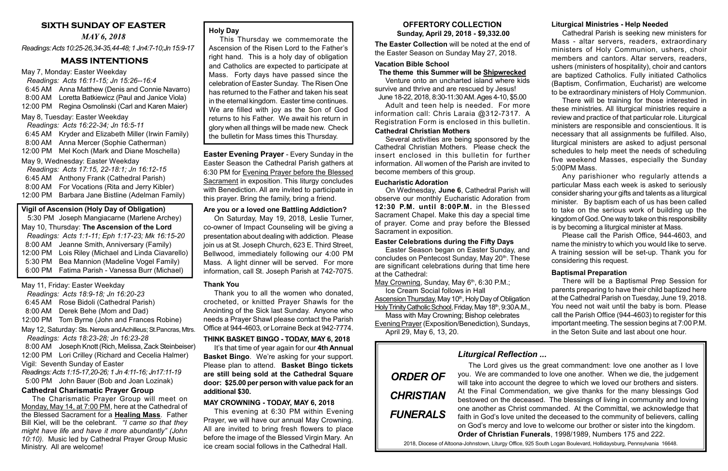## SIXTH SUNDAY OF EASTER

*MAY 6, 2018*

*Readings: Acts 10:25-26,34-35,44-48; 1 Jn4:7-10;Jn 15:9-17*

## MASS INTENTIONS

May 7, Monday: Easter Weekday

*Readings: Acts 16:11-15; Jn 15:26--16:4*

6:45 AM Anna Matthew (Denis and Connie Navarro)
8:00 AM Loretta Batkiewicz (Paul and Janice Viola)
12:00 PM Regina Osmolinski (Carl and Karen Maier)

May 8, Tuesday: Easter Weekday

*Readings: Acts 16:22-34; Jn 16:5-11*

6:45 AM Kryder and Elizabeth Miller (Irwin Family)
8:00 AM Anna Mercer (Sophie Catherman)
12:00 PM Mel Koch (Mark and Diane Moschella)

May 9, Wednesday: Easter Weekday

*Readings: Acts 17:15, 22-18:1; Jn 16:12-15*

6:45 AM Anthony Frank (Cathedral Parish)
8:00 AM For Vocations (Rita and Jerry Kibler)
12:00 PM Barbara Jane Bistline (Adelman Family)

**Vigil of Ascension (Holy Day of Obligation)**

5:30 PM Joseph Mangiacarne (Marlene Archey)

May 10, Thursday: **The Ascension of the Lord**

*Readings: Acts 1:1-11; Eph 1:17-23; Mk 16:15-20*

8:00 AM Jeanne Smith, Anniversary (Family)
12:00 PM Lois Riley (Michael and Linda Ciavarello)
5:30 PM Bea Mannion (Madeline Vogel Family)
6:00 PM Fatima Parish - Vanessa Burr (Michael)

May 11, Friday: Easter Weekday

*Readings: Acts 18:9-18; Jn 16:20-23*

6:45 AM Rose Bidoli (Cathedral Parish)
8:00 AM Derek Behe (Mom and Dad)
12:00 PM Tom Byrne (John and Frances Robine)

May 12, Saturday: Sts. Nereus and Achilleus; St.Pancras, Mtrs.

*Readings: Acts 18:23-28; Jn 16:23-28*

8:00 AM Joseph Knott (Rich, Melissa, Zack Steinbeiser)
12:00 PM Lori Crilley (Richard and Cecelia Halmer)

Vigil: Seventh Sunday of Easter

*Readings: Acts 1:15-17,20-26; 1 Jn 4:11-16; Jn17:11-19*

5:00 PM John Bauer (Bob and Joan Lozinak)

### Cathedral Charismatic Prayer Group

The Charismatic Prayer Group will meet on Monday, May 14, at 7:00 PM, here at the Cathedral of the Blessed Sacrament for a **Healing Mass**. Father Bill Kiel, will be the celebrant. *"I came so that they might have life and have it more abundantly" (John 10:10).* Music led by Cathedral Prayer Group Music Ministry. All are welcome!

### Holy Day

This Thursday we commemorate the Ascension of the Risen Lord to the Father's right hand. This is a holy day of obligation and Catholics are expected to participate at Mass. Forty days have passed since the celebration of Easter Sunday. The Risen One has returned to the Father and taken his seat in the eternal kingdom. Easter time continues. We are filled with joy as the Son of God returns to his Father. We await his return in glory when all things will be made new. Check the bulletin for Mass times this Thursday.

**Easter Evening Prayer** - Every Sunday in the Easter Season the Cathedral Parish gathers at 6:30 PM for Evening Prayer before the Blessed Sacrament in exposition. This liturgy concludes with Benediction. All are invited to participate in this prayer. Bring the family, bring a friend.

### Are you or a loved one Battling Addiction?

On Saturday, May 19, 2018, Leslie Turner, co-owner of Impact Counseling will be giving a presentation about dealing with addiction. Please join us at St. Joseph Church, 623 E. Third Street, Bellwood, immediately following our 4:00 PM Mass. A light dinner will be served. For more information, call St. Joseph Parish at 742-7075.

### Thank You

Thank you to all the women who donated, crocheted, or knitted Prayer Shawls for the Anointing of the Sick last Sunday. Anyone who needs a Prayer Shawl please contact the Parish Office at 944-4603, or Lorraine Beck at 942-7774.

### THINK BASKET BINGO - TODAY, MAY 6, 2018

It's that time of year again for our **4th Annual Basket Bingo**. We're asking for your support. Please plan to attend. **Basket Bingo tickets are still being sold at the Cathedral Square door: $25.00 per person with value pack for an additional $30.**

### MAY CROWNING - TODAY, MAY 6, 2018

This evening at 6:30 PM within Evening Prayer, we will have our annual May Crowning. All are invited to bring fresh flowers to place before the image of the Blessed Virgin Mary. An ice cream social follows in the Cathedral Hall.

### OFFERTORY COLLECTION
**Sunday, April 29, 2018 - $9,332.00**

**The Easter Collection** will be noted at the end of the Easter Season on Sunday May 27, 2018.

### Vacation Bible School

**The theme this Summer will be Shipwrecked**

Venture onto an uncharted island where kids survive and thrive and are rescued by Jesus!

June 18-22, 2018, 8:30-11:30 AM. Ages 4-10, $5.00

Adult and teen help is needed. For more information call: Chris Laraia @312-7317. A Registration Form is enclosed in this bulletin.

### Cathedral Christian Mothers

Several activities are being sponsored by the Cathedral Christian Mothers. Please check the insert enclosed in this bulletin for further information. All women of the Parish are invited to become members of this group.

### Eucharistic Adoration

On Wednesday, **June 6**, Cathedral Parish will observe our monthly Eucharistic Adoration from **12:30 P.M. until 8:00P.M.** in the Blessed Sacrament Chapel. Make this day a special time of prayer. Come and pray before the Blessed Sacrament in exposition.

### Easter Celebrations during the Fifty Days

Easter Season began on Easter Sunday, and concludes on Pentecost Sunday, May 20th. These are significant celebrations during that time here at the Cathedral:

May Crowning, Sunday, May 6th, 6:30 P.M.;
Ice Cream Social follows in Hall
Ascension Thursday, May 10th, Holy Day of Obligation
Holy Trinity Catholic School, Friday, May 18th, 9:30 A.M.,
Mass with May Crowning; Bishop celebrates
Evening Prayer (Exposition/Benediction), Sundays,
April 29, May 6, 13, 20.

### Liturgical Ministries - Help Needed

Cathedral Parish is seeking new ministers for Mass - altar servers, readers, extraordinary ministers of Holy Communion, ushers, choir members and cantors. Altar servers, readers, ushers (ministers of hospitality), choir and cantors are baptized Catholics. Fully initiated Catholics (Baptism, Confirmation, Eucharist) are welcome to be extraordinary ministers of Holy Communion.

There will be training for those interested in these ministries. All liturgical ministries require a review and practice of that particular role. Liturgical ministers are responsible and conscientious. It is necessary that all assignments be fulfilled. Also, liturgical ministers are asked to adjust personal schedules to help meet the needs of scheduling five weekend Masses, especially the Sunday 5:00PM Mass.

Any parishioner who regularly attends a particular Mass each week is asked to seriously consider sharing your gifts and talents as a liturgical minister. By baptism each of us has been called to take on the serious work of building up the kingdom of God. One way to take on this responsibility is by becoming a liturgical minister at Mass.

Please call the Parish Office, 944-4603, and name the ministry to which you would like to serve. A training session will be set-up. Thank you for considering this request.

### Baptismal Preparation

There will be a Baptismal Prep Session for parents preparing to have their child baptized here at the Cathedral Parish on Tuesday, June 19, 2018. You need not wait until the baby is born. Please call the Parish Office (944-4603) to register for this important meeting. The session begins at 7:00 P.M. in the Seton Suite and last about one hour.

### *Liturgical Reflection ...*

***ORDER OF CHRISTIAN FUNERALS***

The Lord gives us the great commandment: love one another as I love you. We are commanded to love one another. When we die, the judgement will take into account the degree to which we loved our brothers and sisters. At the Final Commendation, we give thanks for the many blessings God bestowed on the deceased. The blessings of living in community and loving one another as Christ commanded. At the Committal, we acknowledge that faith in God's love united the deceased to the community of believers, calling on God's mercy and love to welcome our brother or sister into the kingdom. **Order of Christian Funerals**, 1998/1989, Numbers 175 and 222.

2018, Diocese of Altoona-Johnstown, Liturgy Office, 925 South Logan Boulevard, Hollidaysburg, Pennsylvania 16648.